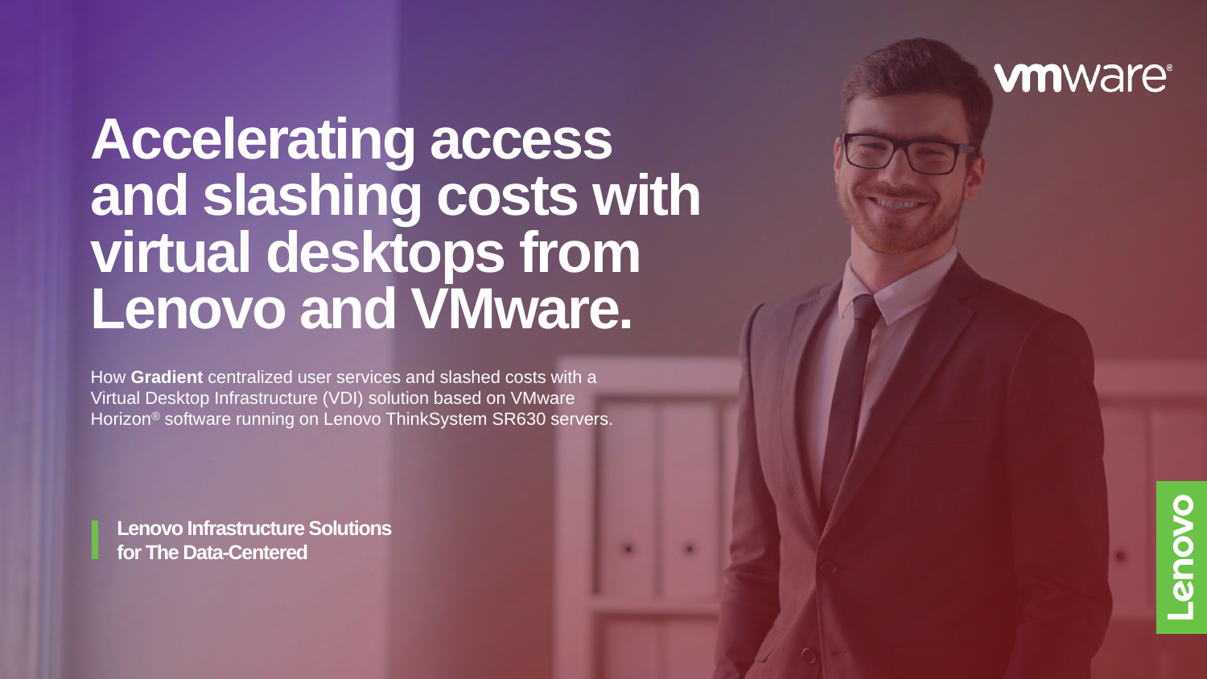# Accelerating access and slashing costs with virtual desktops from Lenovo and VMware.

How **Gradient** centralized user services and slashed costs with a Virtual Desktop Infrastructure (VDI) solution based on VMware Horizon® software running on Lenovo ThinkSystem SR630 servers.

**Lenovo Infrastructure Solutions for The Data-Centered**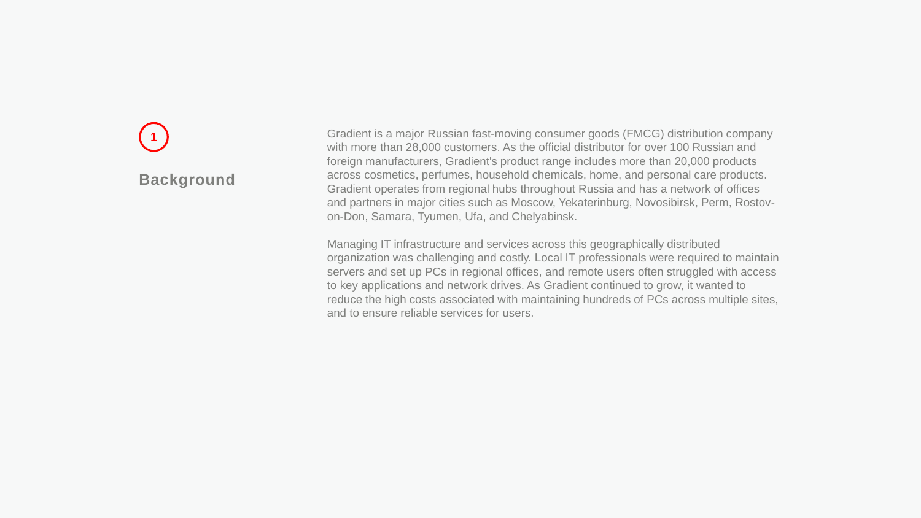1

## Background

Gradient is a major Russian fast-moving consumer goods (FMCG) distribution company with more than 28,000 customers. As the official distributor for over 100 Russian and foreign manufacturers, Gradient's product range includes more than 20,000 products across cosmetics, perfumes, household chemicals, home, and personal care products. Gradient operates from regional hubs throughout Russia and has a network of offices and partners in major cities such as Moscow, Yekaterinburg, Novosibirsk, Perm, Rostov-on-Don, Samara, Tyumen, Ufa, and Chelyabinsk.

Managing IT infrastructure and services across this geographically distributed organization was challenging and costly. Local IT professionals were required to maintain servers and set up PCs in regional offices, and remote users often struggled with access to key applications and network drives. As Gradient continued to grow, it wanted to reduce the high costs associated with maintaining hundreds of PCs across multiple sites, and to ensure reliable services for users.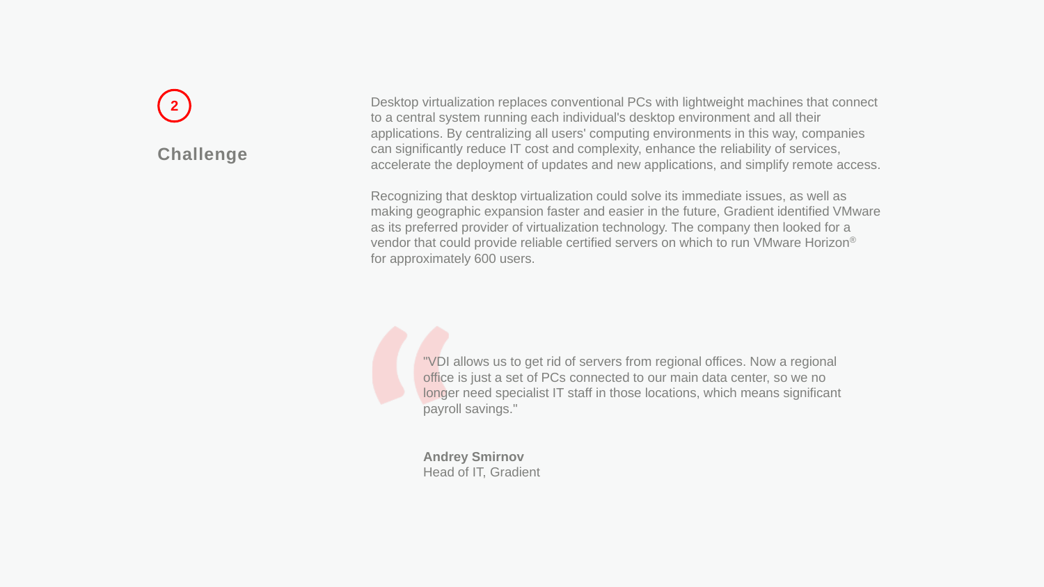2

## Challenge

Desktop virtualization replaces conventional PCs with lightweight machines that connect to a central system running each individual's desktop environment and all their applications. By centralizing all users' computing environments in this way, companies can significantly reduce IT cost and complexity, enhance the reliability of services, accelerate the deployment of updates and new applications, and simplify remote access.

Recognizing that desktop virtualization could solve its immediate issues, as well as making geographic expansion faster and easier in the future, Gradient identified VMware as its preferred provider of virtualization technology. The company then looked for a vendor that could provide reliable certified servers on which to run VMware Horizon® for approximately 600 users.

> "VDI allows us to get rid of servers from regional offices. Now a regional office is just a set of PCs connected to our main data center, so we no longer need specialist IT staff in those locations, which means significant payroll savings."
>
> **Andrey Smirnov**
> Head of IT, Gradient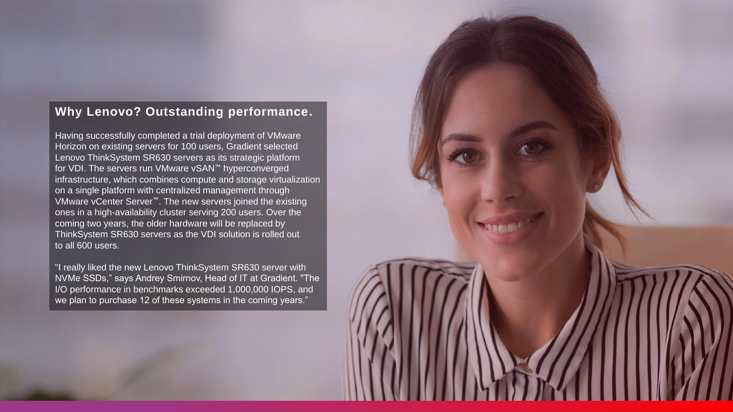## Why Lenovo? Outstanding performance.

Having successfully completed a trial deployment of VMware Horizon on existing servers for 100 users, Gradient selected Lenovo ThinkSystem SR630 servers as its strategic platform for VDI. The servers run VMware vSAN™ hyperconverged infrastructure, which combines compute and storage virtualization on a single platform with centralized management through VMware vCenter Server™. The new servers joined the existing ones in a high-availability cluster serving 200 users. Over the coming two years, the older hardware will be replaced by ThinkSystem SR630 servers as the VDI solution is rolled out to all 600 users.

"I really liked the new Lenovo ThinkSystem SR630 server with NVMe SSDs," says Andrey Smirnov, Head of IT at Gradient. "The I/O performance in benchmarks exceeded 1,000,000 IOPS, and we plan to purchase 12 of these systems in the coming years."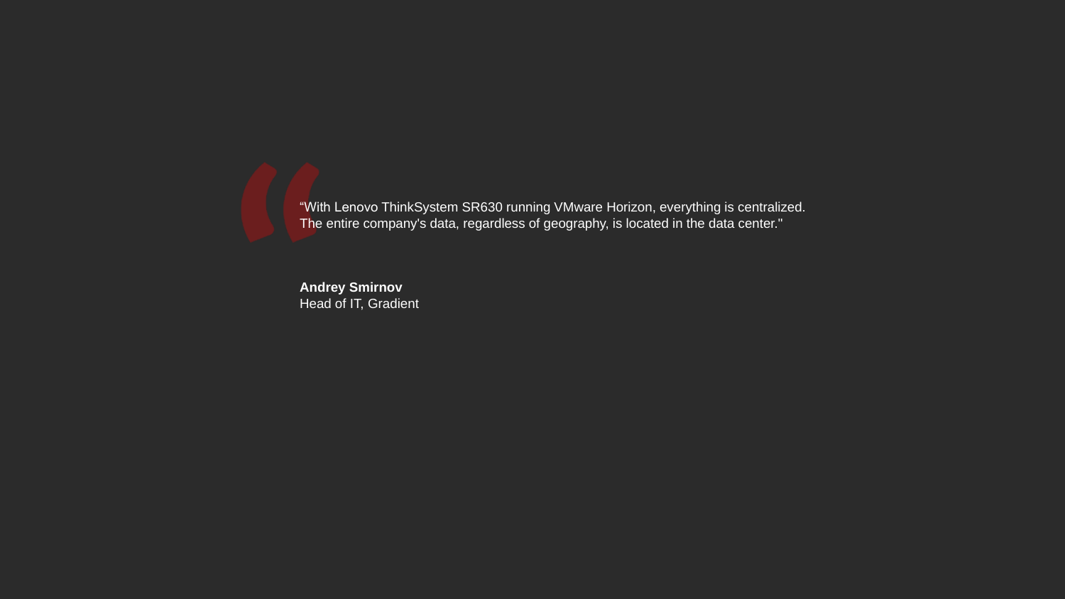> “With Lenovo ThinkSystem SR630 running VMware Horizon, everything is centralized. The entire company's data, regardless of geography, is located in the data center."

**Andrey Smirnov**
Head of IT, Gradient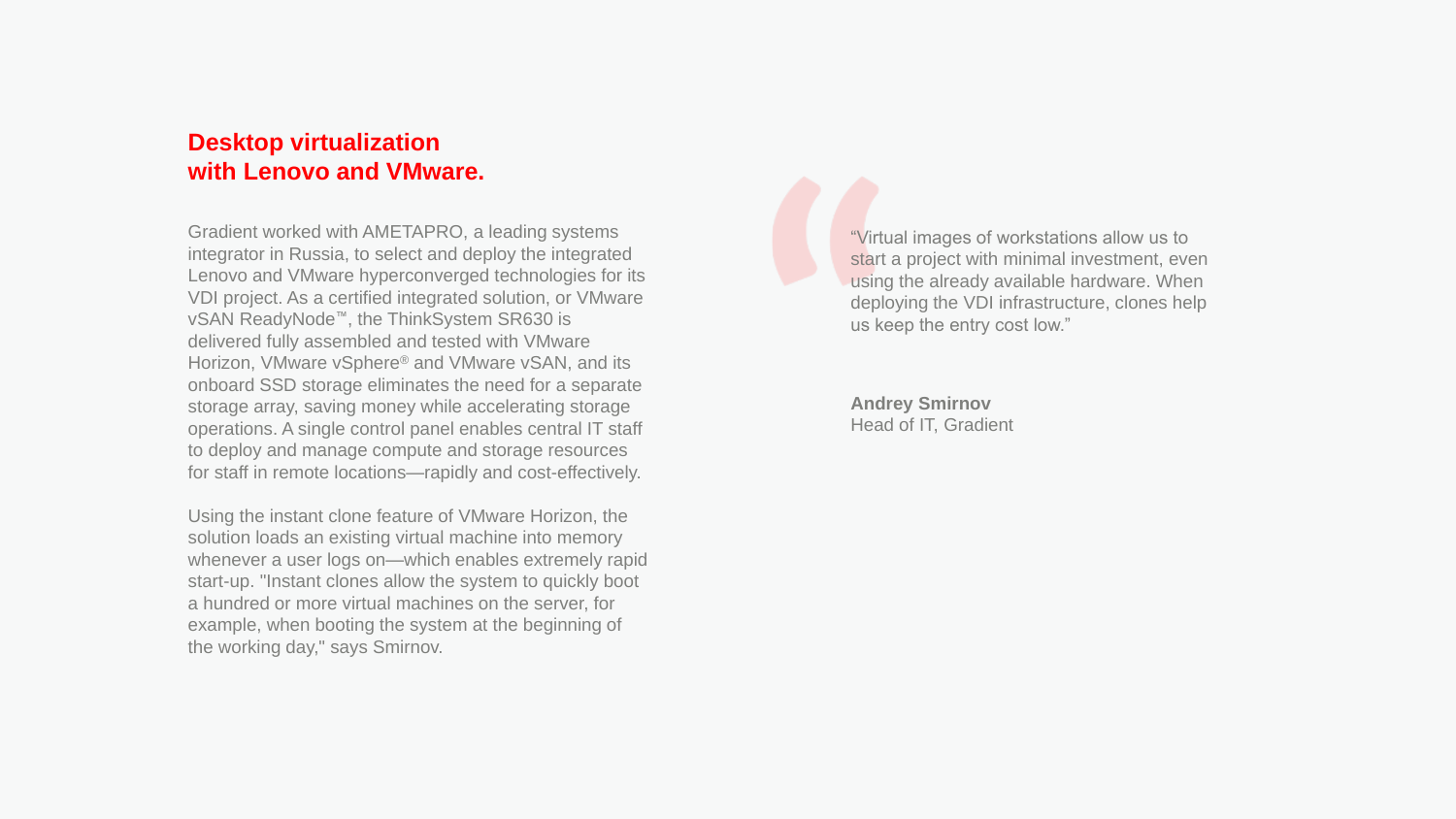## Desktop virtualization with Lenovo and VMware.

Gradient worked with AMETAPRO, a leading systems integrator in Russia, to select and deploy the integrated Lenovo and VMware hyperconverged technologies for its VDI project. As a certified integrated solution, or VMware vSAN ReadyNode™, the ThinkSystem SR630 is delivered fully assembled and tested with VMware Horizon, VMware vSphere® and VMware vSAN, and its onboard SSD storage eliminates the need for a separate storage array, saving money while accelerating storage operations. A single control panel enables central IT staff to deploy and manage compute and storage resources for staff in remote locations—rapidly and cost-effectively.

Using the instant clone feature of VMware Horizon, the solution loads an existing virtual machine into memory whenever a user logs on—which enables extremely rapid start-up. "Instant clones allow the system to quickly boot a hundred or more virtual machines on the server, for example, when booting the system at the beginning of the working day," says Smirnov.

> “Virtual images of workstations allow us to start a project with minimal investment, even using the already available hardware. When deploying the VDI infrastructure, clones help us keep the entry cost low.”
>
> **Andrey Smirnov**
> Head of IT, Gradient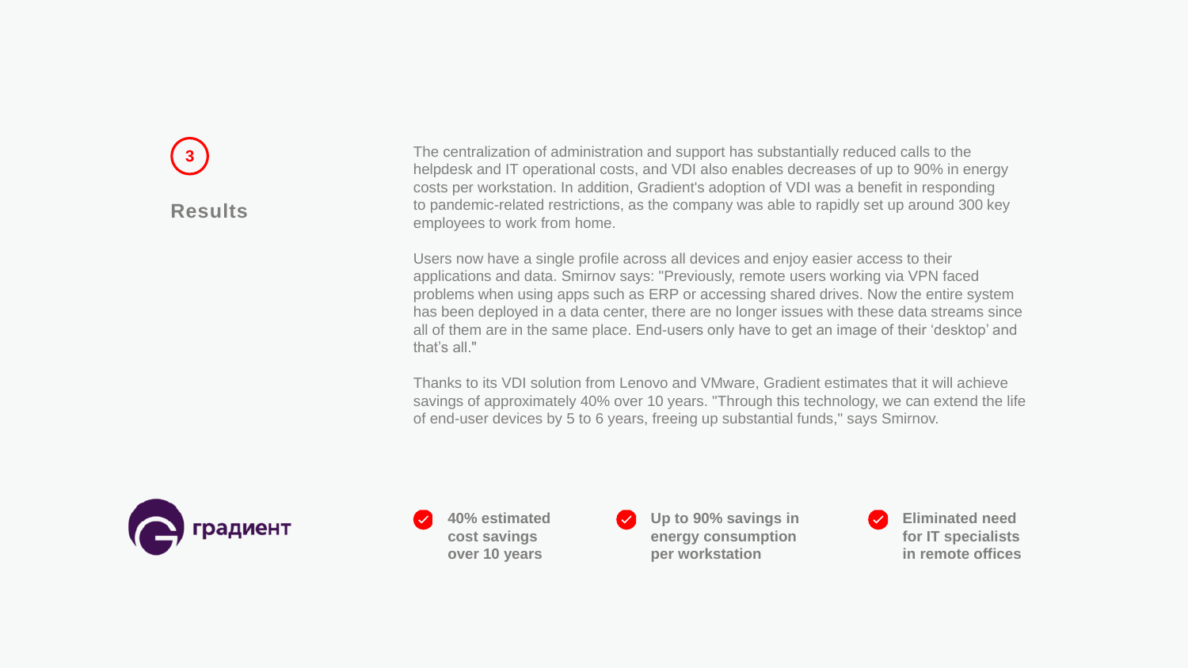3

## Results

The centralization of administration and support has substantially reduced calls to the helpdesk and IT operational costs, and VDI also enables decreases of up to 90% in energy costs per workstation. In addition, Gradient's adoption of VDI was a benefit in responding to pandemic-related restrictions, as the company was able to rapidly set up around 300 key employees to work from home.

Users now have a single profile across all devices and enjoy easier access to their applications and data. Smirnov says: "Previously, remote users working via VPN faced problems when using apps such as ERP or accessing shared drives. Now the entire system has been deployed in a data center, there are no longer issues with these data streams since all of them are in the same place. End-users only have to get an image of their 'desktop' and that's all."

Thanks to its VDI solution from Lenovo and VMware, Gradient estimates that it will achieve savings of approximately 40% over 10 years. "Through this technology, we can extend the life of end-user devices by 5 to 6 years, freeing up substantial funds," says Smirnov.

градиент

- **40% estimated cost savings over 10 years**
- **Up to 90% savings in energy consumption per workstation**
- **Eliminated need for IT specialists in remote offices**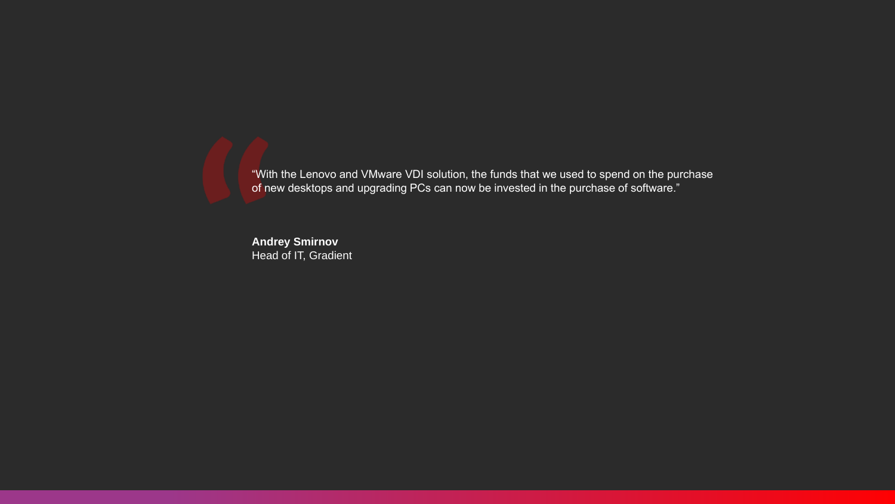“With the Lenovo and VMware VDI solution, the funds that we used to spend on the purchase of new desktops and upgrading PCs can now be invested in the purchase of software.”

**Andrey Smirnov**
Head of IT, Gradient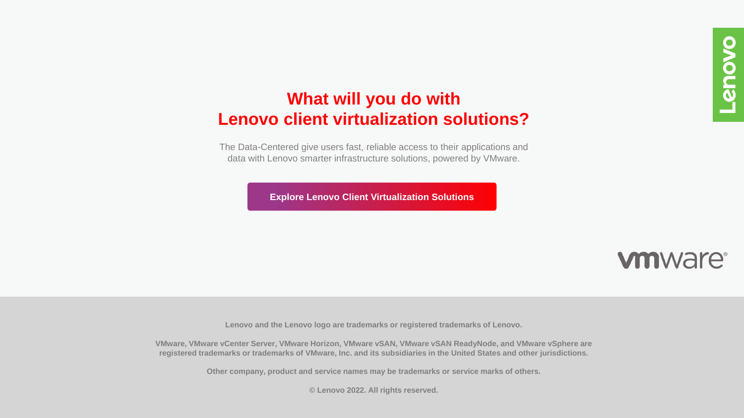# What will you do with Lenovo client virtualization solutions?

The Data-Centered give users fast, reliable access to their applications and data with Lenovo smarter infrastructure solutions, powered by VMware.

**Explore Lenovo Client Virtualization Solutions**

**Lenovo and the Lenovo logo are trademarks or registered trademarks of Lenovo.**

**VMware, VMware vCenter Server, VMware Horizon, VMware vSAN, VMware vSAN ReadyNode, and VMware vSphere are registered trademarks or trademarks of VMware, Inc. and its subsidiaries in the United States and other jurisdictions.**

**Other company, product and service names may be trademarks or service marks of others.**

**© Lenovo 2022. All rights reserved.**